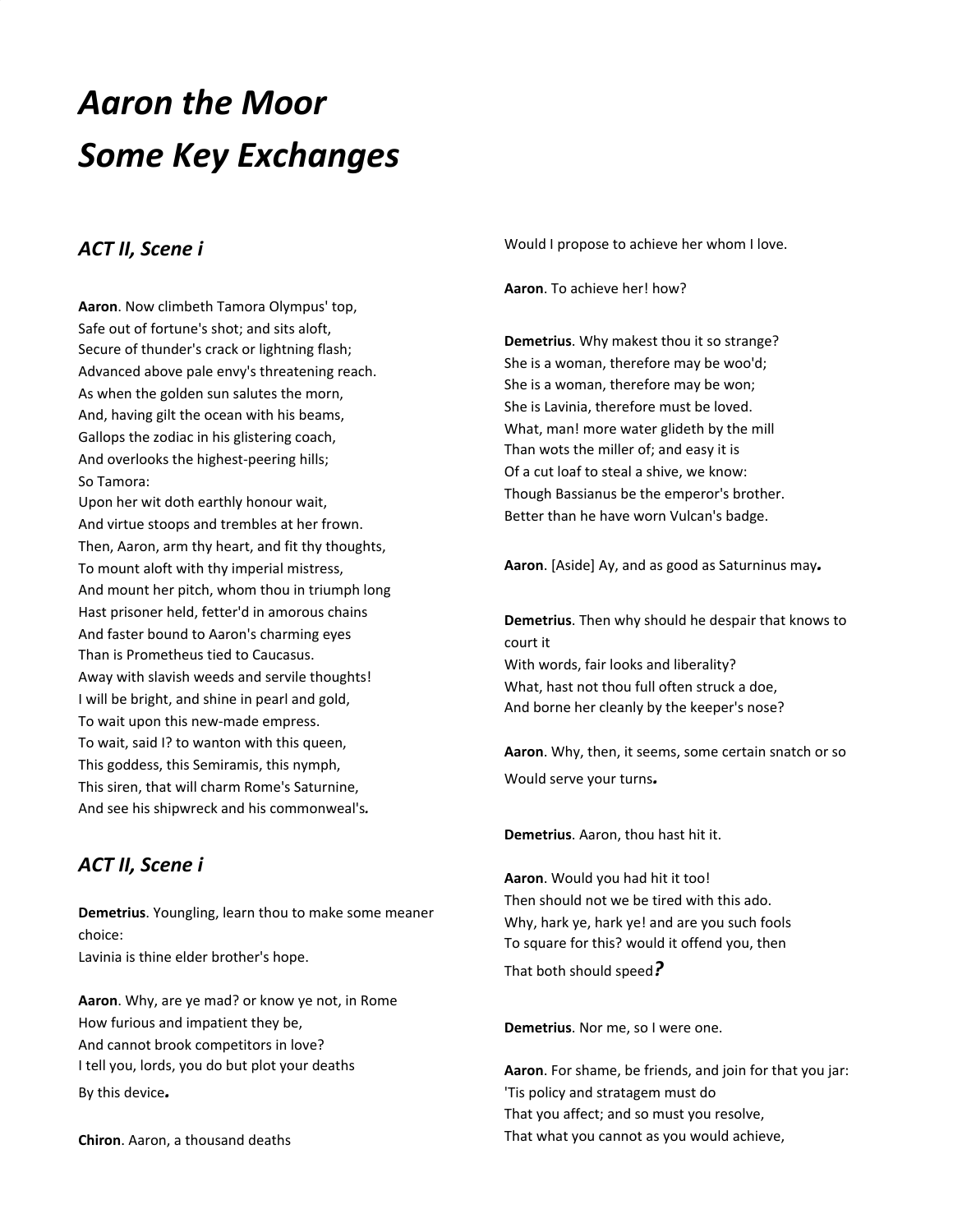# *Aaron the Moor*
# *Some Key Exchanges*

## *ACT II, Scene i*

**Aaron**. Now climbeth Tamora Olympus' top,
Safe out of fortune's shot; and sits aloft,
Secure of thunder's crack or lightning flash;
Advanced above pale envy's threatening reach.
As when the golden sun salutes the morn,
And, having gilt the ocean with his beams,
Gallops the zodiac in his glistering coach,
And overlooks the highest-peering hills;
So Tamora:
Upon her wit doth earthly honour wait,
And virtue stoops and trembles at her frown.
Then, Aaron, arm thy heart, and fit thy thoughts,
To mount aloft with thy imperial mistress,
And mount her pitch, whom thou in triumph long
Hast prisoner held, fetter'd in amorous chains
And faster bound to Aaron's charming eyes
Than is Prometheus tied to Caucasus.
Away with slavish weeds and servile thoughts!
I will be bright, and shine in pearl and gold,
To wait upon this new-made empress.
To wait, said I? to wanton with this queen,
This goddess, this Semiramis, this nymph,
This siren, that will charm Rome's Saturnine,
And see his shipwreck and his commonweal's.

## *ACT II, Scene i*

**Demetrius**. Youngling, learn thou to make some meaner choice:
Lavinia is thine elder brother's hope.

**Aaron**. Why, are ye mad? or know ye not, in Rome
How furious and impatient they be,
And cannot brook competitors in love?
I tell you, lords, you do but plot your deaths
By this device.

**Chiron**. Aaron, a thousand deaths
Would I propose to achieve her whom I love.

**Aaron**. To achieve her! how?

**Demetrius**. Why makest thou it so strange?
She is a woman, therefore may be woo'd;
She is a woman, therefore may be won;
She is Lavinia, therefore must be loved.
What, man! more water glideth by the mill
Than wots the miller of; and easy it is
Of a cut loaf to steal a shive, we know:
Though Bassianus be the emperor's brother.
Better than he have worn Vulcan's badge.

**Aaron**. [Aside] Ay, and as good as Saturninus may.

**Demetrius**. Then why should he despair that knows to court it
With words, fair looks and liberality?
What, hast not thou full often struck a doe,
And borne her cleanly by the keeper's nose?

**Aaron**. Why, then, it seems, some certain snatch or so
Would serve your turns.

**Demetrius**. Aaron, thou hast hit it.

**Aaron**. Would you had hit it too!
Then should not we be tired with this ado.
Why, hark ye, hark ye! and are you such fools
To square for this? would it offend you, then
That both should speed?

**Demetrius**. Nor me, so I were one.

**Aaron**. For shame, be friends, and join for that you jar:
'Tis policy and stratagem must do
That you affect; and so must you resolve,
That what you cannot as you would achieve,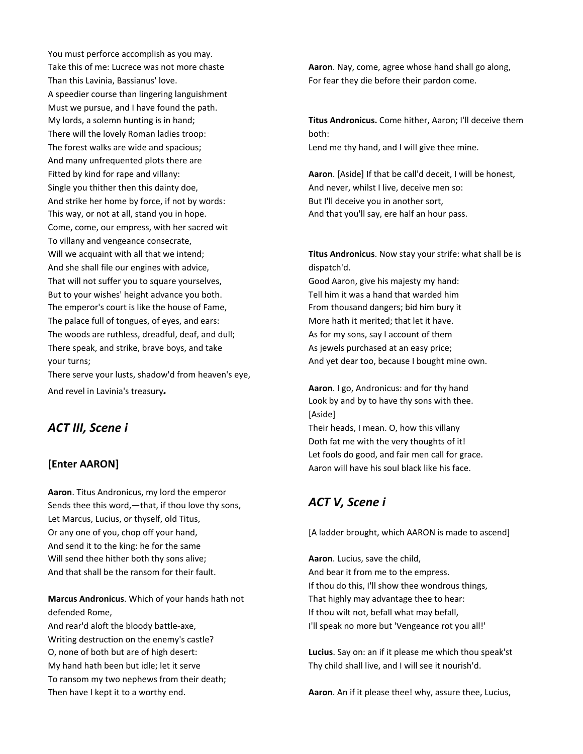You must perforce accomplish as you may.
Take this of me: Lucrece was not more chaste
Than this Lavinia, Bassianus' love.
A speedier course than lingering languishment
Must we pursue, and I have found the path.
My lords, a solemn hunting is in hand;
There will the lovely Roman ladies troop:
The forest walks are wide and spacious;
And many unfrequented plots there are
Fitted by kind for rape and villany:
Single you thither then this dainty doe,
And strike her home by force, if not by words:
This way, or not at all, stand you in hope.
Come, come, our empress, with her sacred wit
To villany and vengeance consecrate,
Will we acquaint with all that we intend;
And she shall file our engines with advice,
That will not suffer you to square yourselves,
But to your wishes' height advance you both.
The emperor's court is like the house of Fame,
The palace full of tongues, of eyes, and ears:
The woods are ruthless, dreadful, deaf, and dull;
There speak, and strike, brave boys, and take your turns;
There serve your lusts, shadow'd from heaven's eye,
And revel in Lavinia's treasury.

## *ACT III, Scene i*

### [Enter AARON]

**Aaron**. Titus Andronicus, my lord the emperor
Sends thee this word,—that, if thou love thy sons,
Let Marcus, Lucius, or thyself, old Titus,
Or any one of you, chop off your hand,
And send it to the king: he for the same
Will send thee hither both thy sons alive;
And that shall be the ransom for their fault.

**Marcus Andronicus**. Which of your hands hath not defended Rome,
And rear'd aloft the bloody battle-axe,
Writing destruction on the enemy's castle?
O, none of both but are of high desert:
My hand hath been but idle; let it serve
To ransom my two nephews from their death;
Then have I kept it to a worthy end.

**Aaron**. Nay, come, agree whose hand shall go along,
For fear they die before their pardon come.

**Titus Andronicus.** Come hither, Aaron; I'll deceive them both:
Lend me thy hand, and I will give thee mine.

**Aaron**. [Aside] If that be call'd deceit, I will be honest,
And never, whilst I live, deceive men so:
But I'll deceive you in another sort,
And that you'll say, ere half an hour pass.

**Titus Andronicus**. Now stay your strife: what shall be is dispatch'd.
Good Aaron, give his majesty my hand:
Tell him it was a hand that warded him
From thousand dangers; bid him bury it
More hath it merited; that let it have.
As for my sons, say I account of them
As jewels purchased at an easy price;
And yet dear too, because I bought mine own.

**Aaron**. I go, Andronicus: and for thy hand
Look by and by to have thy sons with thee.
[Aside]
Their heads, I mean. O, how this villany
Doth fat me with the very thoughts of it!
Let fools do good, and fair men call for grace.
Aaron will have his soul black like his face.

## *ACT V, Scene i*

[A ladder brought, which AARON is made to ascend]

**Aaron**. Lucius, save the child,
And bear it from me to the empress.
If thou do this, I'll show thee wondrous things,
That highly may advantage thee to hear:
If thou wilt not, befall what may befall,
I'll speak no more but 'Vengeance rot you all!'

**Lucius**. Say on: an if it please me which thou speak'st
Thy child shall live, and I will see it nourish'd.

**Aaron**. An if it please thee! why, assure thee, Lucius,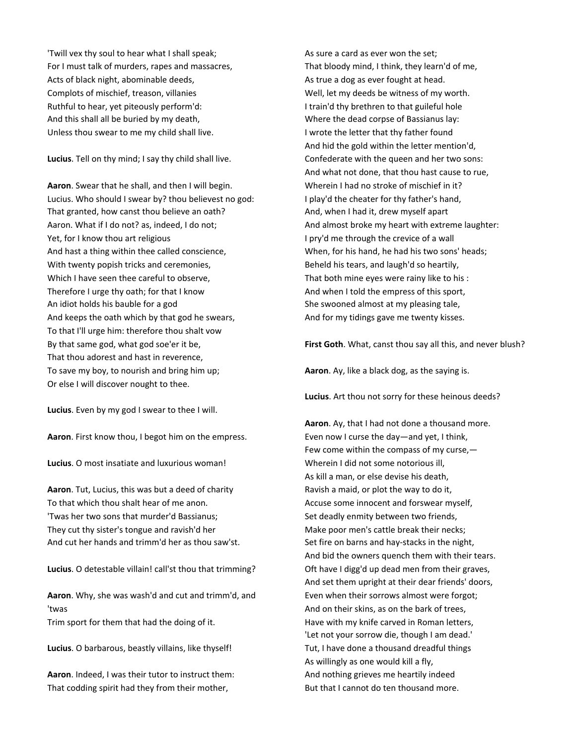'Twill vex thy soul to hear what I shall speak;
For I must talk of murders, rapes and massacres,
Acts of black night, abominable deeds,
Complots of mischief, treason, villanies
Ruthful to hear, yet piteously perform'd:
And this shall all be buried by my death,
Unless thou swear to me my child shall live.

**Lucius**. Tell on thy mind; I say thy child shall live.

**Aaron**. Swear that he shall, and then I will begin.
Lucius. Who should I swear by? thou believest no god:
That granted, how canst thou believe an oath?
Aaron. What if I do not? as, indeed, I do not;
Yet, for I know thou art religious
And hast a thing within thee called conscience,
With twenty popish tricks and ceremonies,
Which I have seen thee careful to observe,
Therefore I urge thy oath; for that I know
An idiot holds his bauble for a god
And keeps the oath which by that god he swears,
To that I'll urge him: therefore thou shalt vow
By that same god, what god soe'er it be,
That thou adorest and hast in reverence,
To save my boy, to nourish and bring him up;
Or else I will discover nought to thee.

**Lucius**. Even by my god I swear to thee I will.

**Aaron**. First know thou, I begot him on the empress.

**Lucius**. O most insatiate and luxurious woman!

**Aaron**. Tut, Lucius, this was but a deed of charity
To that which thou shalt hear of me anon.
'Twas her two sons that murder'd Bassianus;
They cut thy sister's tongue and ravish'd her
And cut her hands and trimm'd her as thou saw'st.

**Lucius**. O detestable villain! call'st thou that trimming?

**Aaron**. Why, she was wash'd and cut and trimm'd, and 'twas
Trim sport for them that had the doing of it.

**Lucius**. O barbarous, beastly villains, like thyself!

**Aaron**. Indeed, I was their tutor to instruct them:
That codding spirit had they from their mother,
As sure a card as ever won the set;
That bloody mind, I think, they learn'd of me,
As true a dog as ever fought at head.
Well, let my deeds be witness of my worth.
I train'd thy brethren to that guileful hole
Where the dead corpse of Bassianus lay:
I wrote the letter that thy father found
And hid the gold within the letter mention'd,
Confederate with the queen and her two sons:
And what not done, that thou hast cause to rue,
Wherein I had no stroke of mischief in it?
I play'd the cheater for thy father's hand,
And, when I had it, drew myself apart
And almost broke my heart with extreme laughter:
I pry'd me through the crevice of a wall
When, for his hand, he had his two sons' heads;
Beheld his tears, and laugh'd so heartily,
That both mine eyes were rainy like to his :
And when I told the empress of this sport,
She swooned almost at my pleasing tale,
And for my tidings gave me twenty kisses.

**First Goth**. What, canst thou say all this, and never blush?

**Aaron**. Ay, like a black dog, as the saying is.

**Lucius**. Art thou not sorry for these heinous deeds?

**Aaron**. Ay, that I had not done a thousand more.
Even now I curse the day—and yet, I think,
Few come within the compass of my curse,—
Wherein I did not some notorious ill,
As kill a man, or else devise his death,
Ravish a maid, or plot the way to do it,
Accuse some innocent and forswear myself,
Set deadly enmity between two friends,
Make poor men's cattle break their necks;
Set fire on barns and hay-stacks in the night,
And bid the owners quench them with their tears.
Oft have I digg'd up dead men from their graves,
And set them upright at their dear friends' doors,
Even when their sorrows almost were forgot;
And on their skins, as on the bark of trees,
Have with my knife carved in Roman letters,
'Let not your sorrow die, though I am dead.'
Tut, I have done a thousand dreadful things
As willingly as one would kill a fly,
And nothing grieves me heartily indeed
But that I cannot do ten thousand more.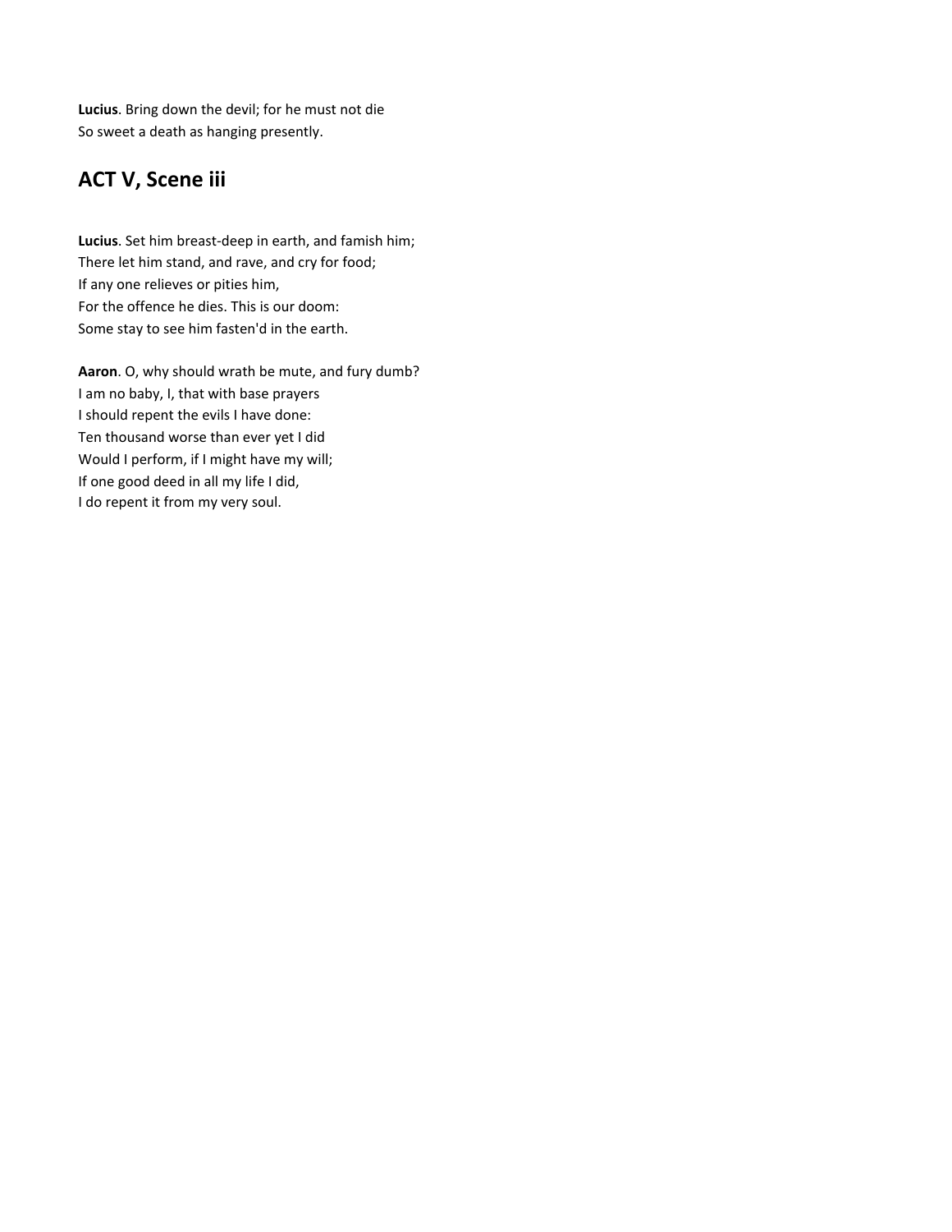**Lucius**. Bring down the devil; for he must not die
So sweet a death as hanging presently.

## ACT V, Scene iii

**Lucius**. Set him breast-deep in earth, and famish him;
There let him stand, and rave, and cry for food;
If any one relieves or pities him,
For the offence he dies. This is our doom:
Some stay to see him fasten'd in the earth.

**Aaron**. O, why should wrath be mute, and fury dumb?
I am no baby, I, that with base prayers
I should repent the evils I have done:
Ten thousand worse than ever yet I did
Would I perform, if I might have my will;
If one good deed in all my life I did,
I do repent it from my very soul.